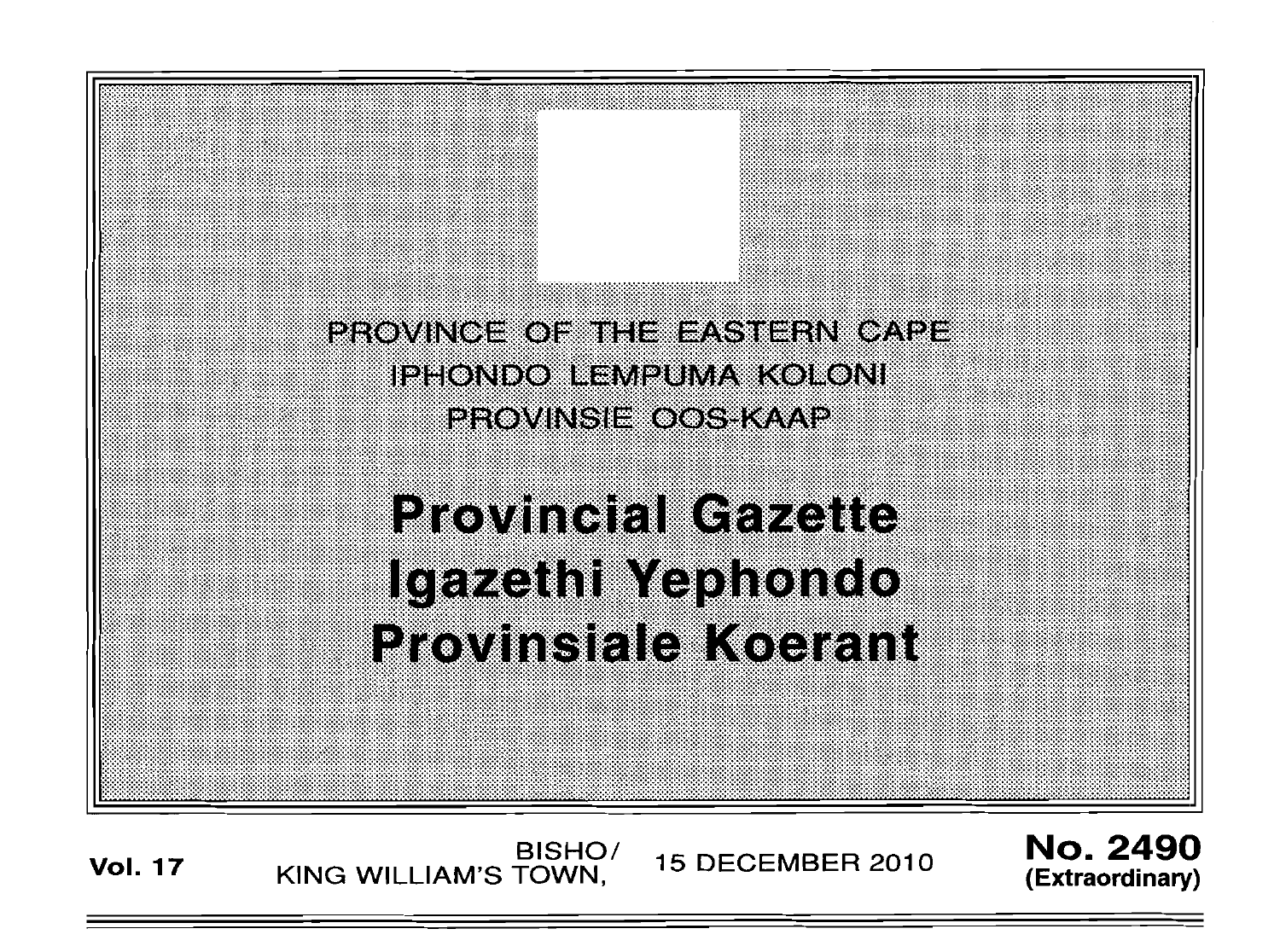PROVINCE OF THE EASTERN CAPE
IPHONDO LEMPUMA KOLONI
PROVINSIE OOS-KAAP

# Provincial Gazette
# Igazethi Yephondo
# Provinsiale Koerant

**Vol. 17** BISHO/ KING WILLIAM'S TOWN, 15 DECEMBER 2010 **No. 2490 (Extraordinary)**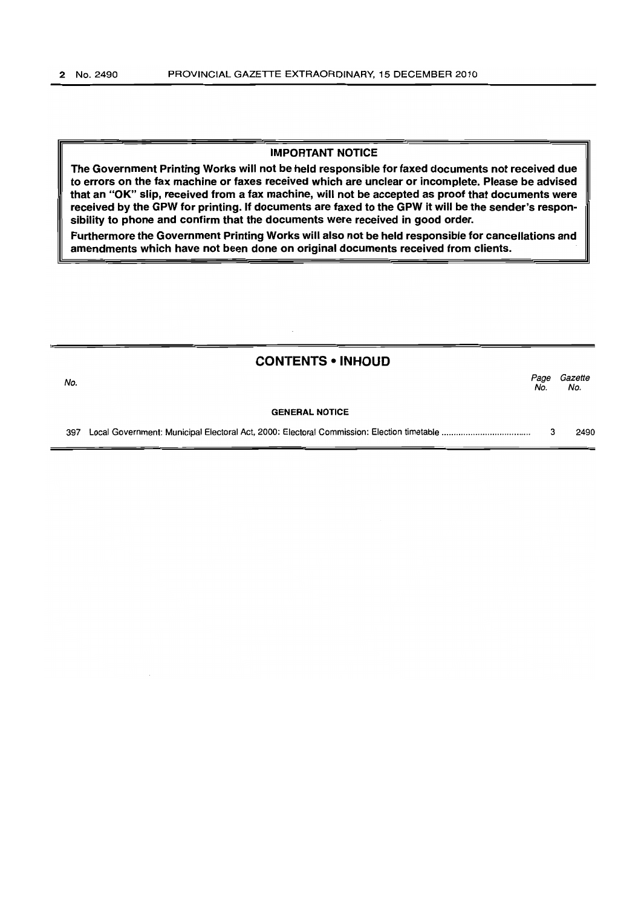**IMPORTANT NOTICE**

**The Government Printing Works will not be held responsible for faxed documents not received due to errors on the fax machine or faxes received which are unclear or incomplete. Please be advised that an "OK" slip, received from a fax machine, will not be accepted as proof that documents were received by the GPW for printing. If documents are faxed to the GPW it will be the sender's responsibility to phone and confirm that the documents were received in good order.**

**Furthermore the Government Printing Works will also not be held responsible for cancellations and amendments which have not been done on original documents received from clients.**

## CONTENTS • INHOUD

| No. | | Page No. | Gazette No. |
|---|---|---|---|
| | **GENERAL NOTICE** | | |
| 397 | Local Government: Municipal Electoral Act, 2000: Electoral Commission: Election timetable | 3 | 2490 |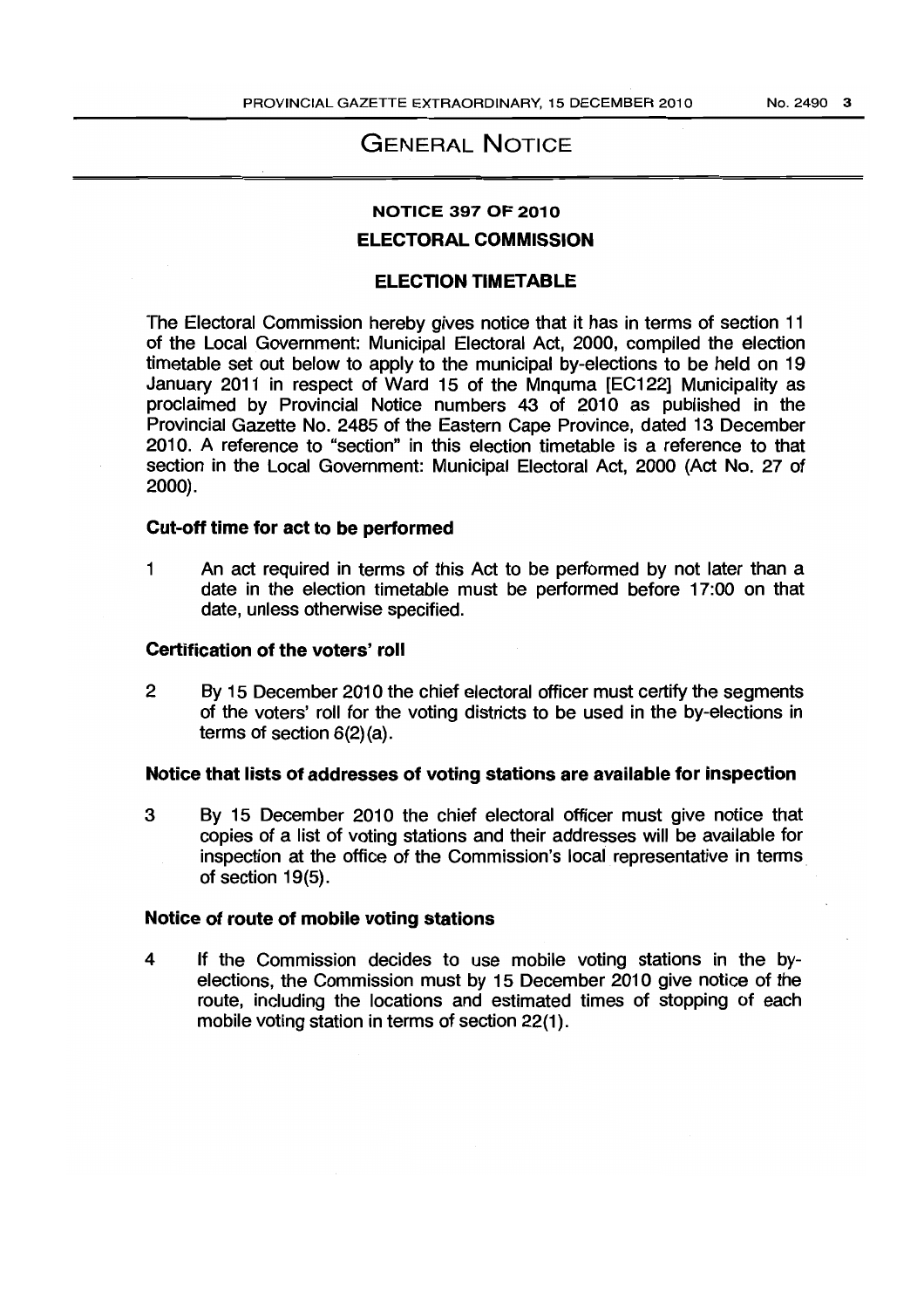# GENERAL NOTICE

## NOTICE 397 OF 2010

## ELECTORAL COMMISSION

### ELECTION TIMETABLE

The Electoral Commission hereby gives notice that it has in terms of section 11 of the Local Government: Municipal Electoral Act, 2000, compiled the election timetable set out below to apply to the municipal by-elections to be held on 19 January 2011 in respect of Ward 15 of the Mnquma [EC122] Municipality as proclaimed by Provincial Notice numbers 43 of 2010 as published in the Provincial Gazette No. 2485 of the Eastern Cape Province, dated 13 December 2010. A reference to "section" in this election timetable is a reference to that section in the Local Government: Municipal Electoral Act, 2000 (Act No. 27 of 2000).

**Cut-off time for act to be performed**

1 An act required in terms of this Act to be performed by not later than a date in the election timetable must be performed before 17:00 on that date, unless otherwise specified.

**Certification of the voters' roll**

2 By 15 December 2010 the chief electoral officer must certify the segments of the voters' roll for the voting districts to be used in the by-elections in terms of section 6(2)(a).

**Notice that lists of addresses of voting stations are available for inspection**

3 By 15 December 2010 the chief electoral officer must give notice that copies of a list of voting stations and their addresses will be available for inspection at the office of the Commission's local representative in terms of section 19(5).

**Notice of route of mobile voting stations**

4 If the Commission decides to use mobile voting stations in the by-elections, the Commission must by 15 December 2010 give notice of the route, including the locations and estimated times of stopping of each mobile voting station in terms of section 22(1).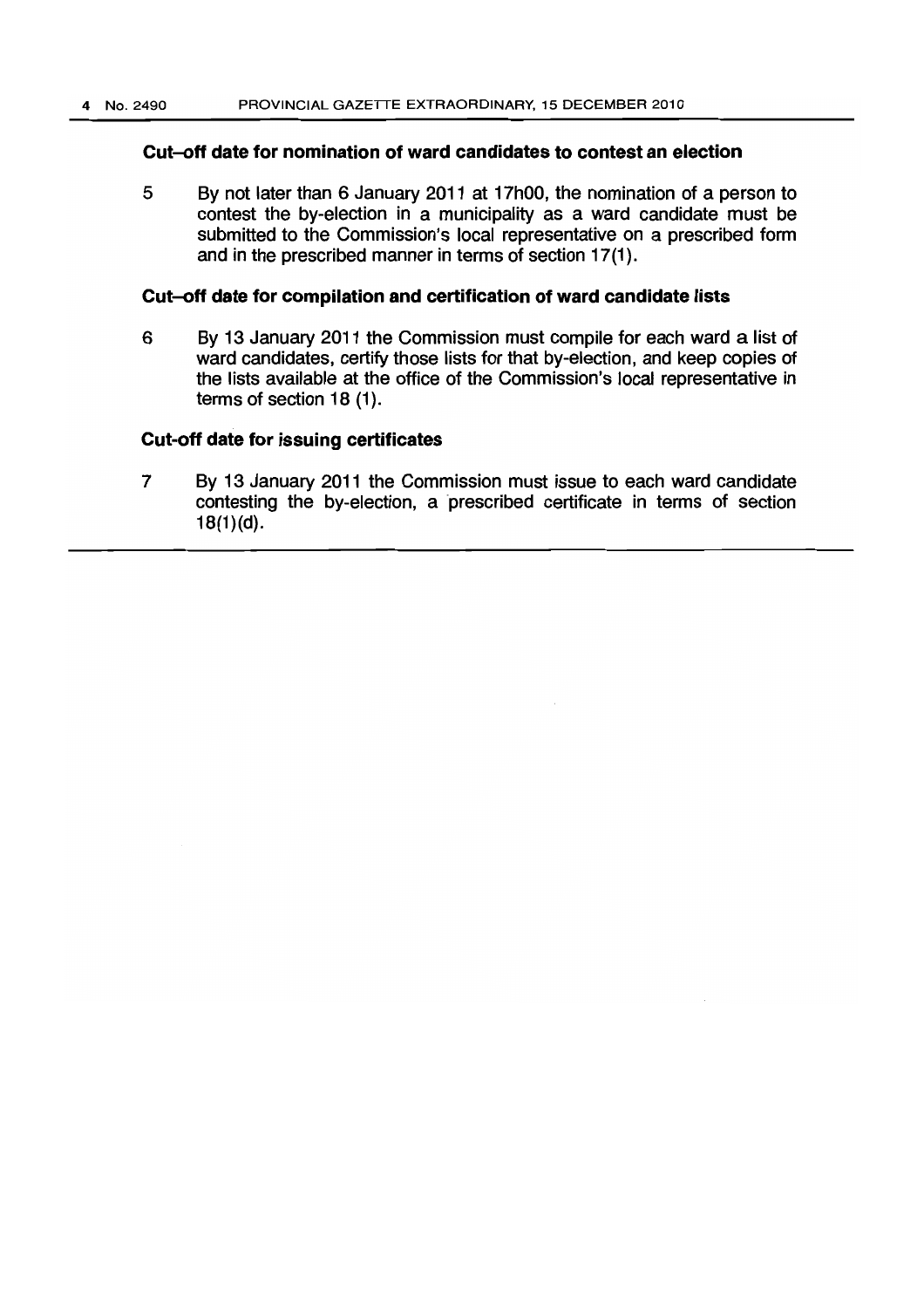### Cut–off date for nomination of ward candidates to contest an election

5 By not later than 6 January 2011 at 17h00, the nomination of a person to contest the by-election in a municipality as a ward candidate must be submitted to the Commission's local representative on a prescribed form and in the prescribed manner in terms of section 17(1).

### Cut–off date for compilation and certification of ward candidate lists

6 By 13 January 2011 the Commission must compile for each ward a list of ward candidates, certify those lists for that by-election, and keep copies of the lists available at the office of the Commission's local representative in terms of section 18 (1).

### Cut-off date for issuing certificates

7 By 13 January 2011 the Commission must issue to each ward candidate contesting the by-election, a prescribed certificate in terms of section 18(1)(d).